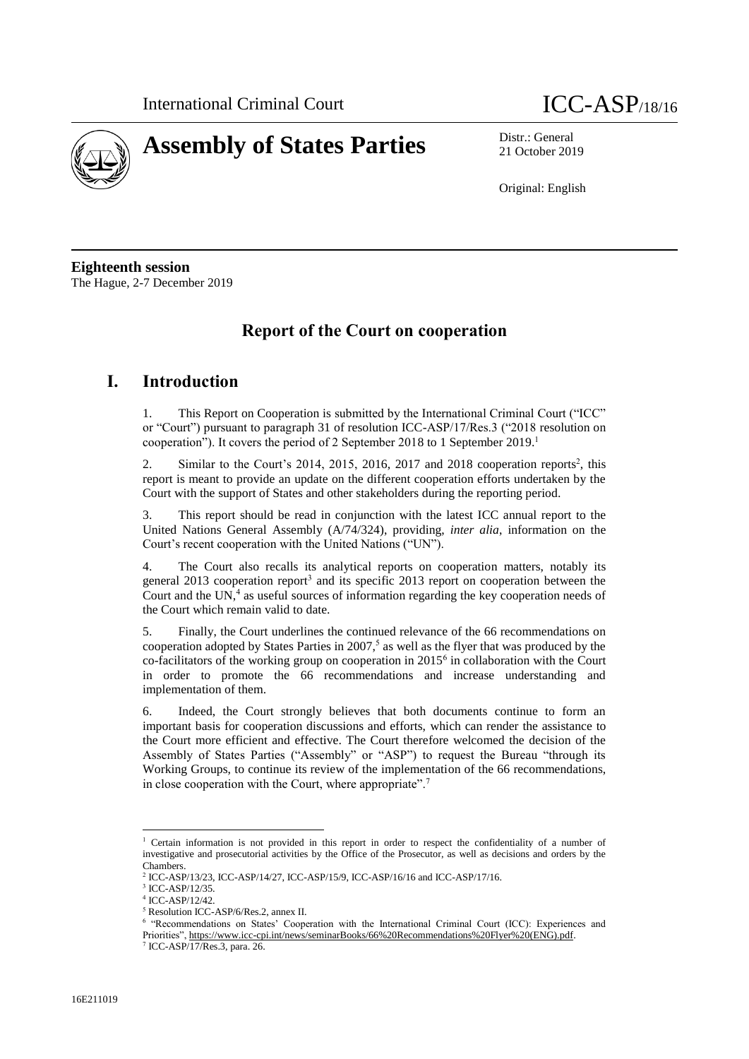International Criminal Court

# ICC-ASP/18/16

# Assembly of States Parties

Distr.: General
21 October 2019

Original: English

**Eighteenth session**
The Hague, 2-7 December 2019

## Report of the Court on cooperation

## I. Introduction

1. This Report on Cooperation is submitted by the International Criminal Court ("ICC" or "Court") pursuant to paragraph 31 of resolution ICC-ASP/17/Res.3 ("2018 resolution on cooperation"). It covers the period of 2 September 2018 to 1 September 2019.[1]

2. Similar to the Court's 2014, 2015, 2016, 2017 and 2018 cooperation reports[2], this report is meant to provide an update on the different cooperation efforts undertaken by the Court with the support of States and other stakeholders during the reporting period.

3. This report should be read in conjunction with the latest ICC annual report to the United Nations General Assembly (A/74/324), providing, *inter alia*, information on the Court's recent cooperation with the United Nations ("UN").

4. The Court also recalls its analytical reports on cooperation matters, notably its general 2013 cooperation report[3] and its specific 2013 report on cooperation between the Court and the UN,[4] as useful sources of information regarding the key cooperation needs of the Court which remain valid to date.

5. Finally, the Court underlines the continued relevance of the 66 recommendations on cooperation adopted by States Parties in 2007,[5] as well as the flyer that was produced by the co-facilitators of the working group on cooperation in 2015[6] in collaboration with the Court in order to promote the 66 recommendations and increase understanding and implementation of them.

6. Indeed, the Court strongly believes that both documents continue to form an important basis for cooperation discussions and efforts, which can render the assistance to the Court more efficient and effective. The Court therefore welcomed the decision of the Assembly of States Parties ("Assembly" or "ASP") to request the Bureau "through its Working Groups, to continue its review of the implementation of the 66 recommendations, in close cooperation with the Court, where appropriate".[7]

---

[1] Certain information is not provided in this report in order to respect the confidentiality of a number of investigative and prosecutorial activities by the Office of the Prosecutor, as well as decisions and orders by the Chambers.

[2] ICC-ASP/13/23, ICC-ASP/14/27, ICC-ASP/15/9, ICC-ASP/16/16 and ICC-ASP/17/16.

[3] ICC-ASP/12/35.

[4] ICC-ASP/12/42.

[5] Resolution ICC-ASP/6/Res.2, annex II.

[6] "Recommendations on States' Cooperation with the International Criminal Court (ICC): Experiences and Priorities", https://www.icc-cpi.int/news/seminarBooks/66%20Recommendations%20Flyer%20(ENG).pdf.

[7] ICC-ASP/17/Res.3, para. 26.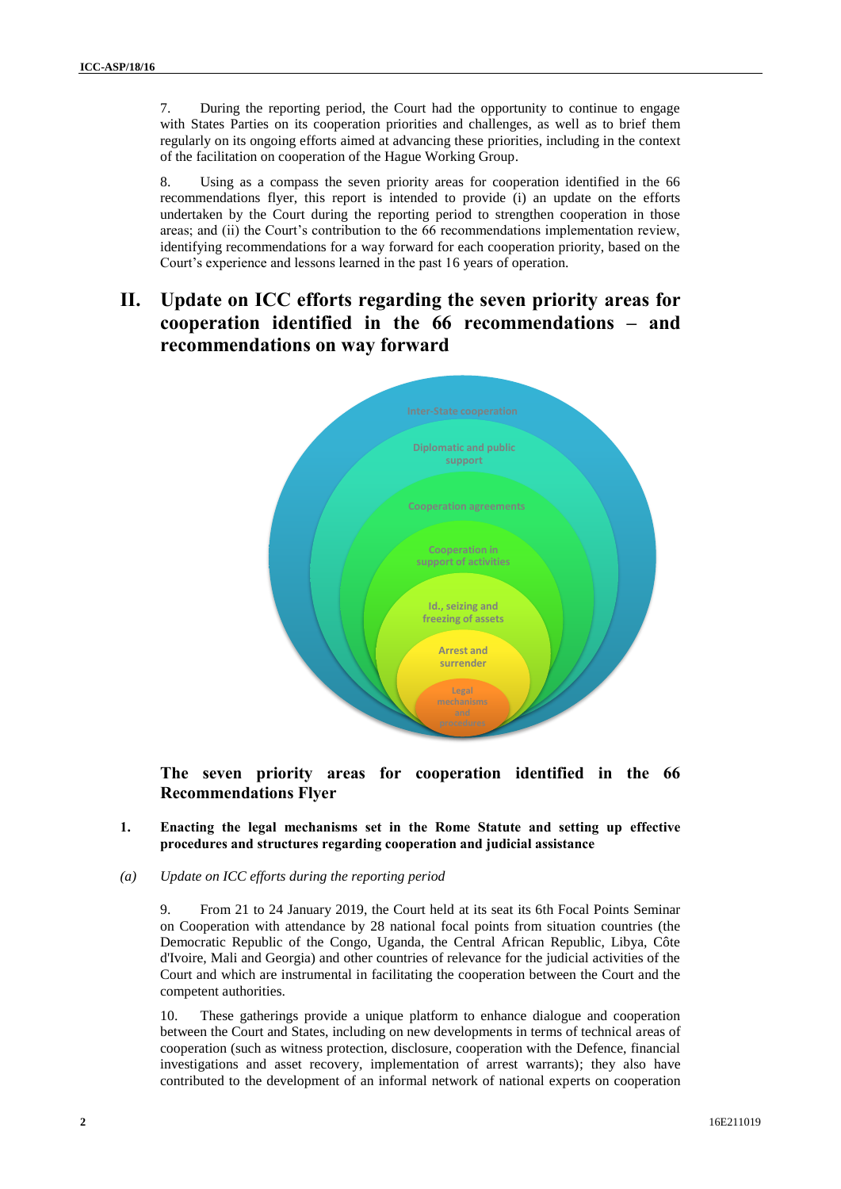7. During the reporting period, the Court had the opportunity to continue to engage with States Parties on its cooperation priorities and challenges, as well as to brief them regularly on its ongoing efforts aimed at advancing these priorities, including in the context of the facilitation on cooperation of the Hague Working Group.

8. Using as a compass the seven priority areas for cooperation identified in the 66 recommendations flyer, this report is intended to provide (i) an update on the efforts undertaken by the Court during the reporting period to strengthen cooperation in those areas; and (ii) the Court's contribution to the 66 recommendations implementation review, identifying recommendations for a way forward for each cooperation priority, based on the Court's experience and lessons learned in the past 16 years of operation.

# II. Update on ICC efforts regarding the seven priority areas for cooperation identified in the 66 recommendations – and recommendations on way forward

Inter-State cooperation

Diplomatic and public support

Cooperation agreements

Cooperation in support of activities

Id., seizing and freezing of assets

Arrest and surrender

Legal mechanisms and procedures

**The seven priority areas for cooperation identified in the 66 Recommendations Flyer**

## 1. Enacting the legal mechanisms set in the Rome Statute and setting up effective procedures and structures regarding cooperation and judicial assistance

### *(a) Update on ICC efforts during the reporting period*

9. From 21 to 24 January 2019, the Court held at its seat its 6th Focal Points Seminar on Cooperation with attendance by 28 national focal points from situation countries (the Democratic Republic of the Congo, Uganda, the Central African Republic, Libya, Côte d'Ivoire, Mali and Georgia) and other countries of relevance for the judicial activities of the Court and which are instrumental in facilitating the cooperation between the Court and the competent authorities.

10. These gatherings provide a unique platform to enhance dialogue and cooperation between the Court and States, including on new developments in terms of technical areas of cooperation (such as witness protection, disclosure, cooperation with the Defence, financial investigations and asset recovery, implementation of arrest warrants); they also have contributed to the development of an informal network of national experts on cooperation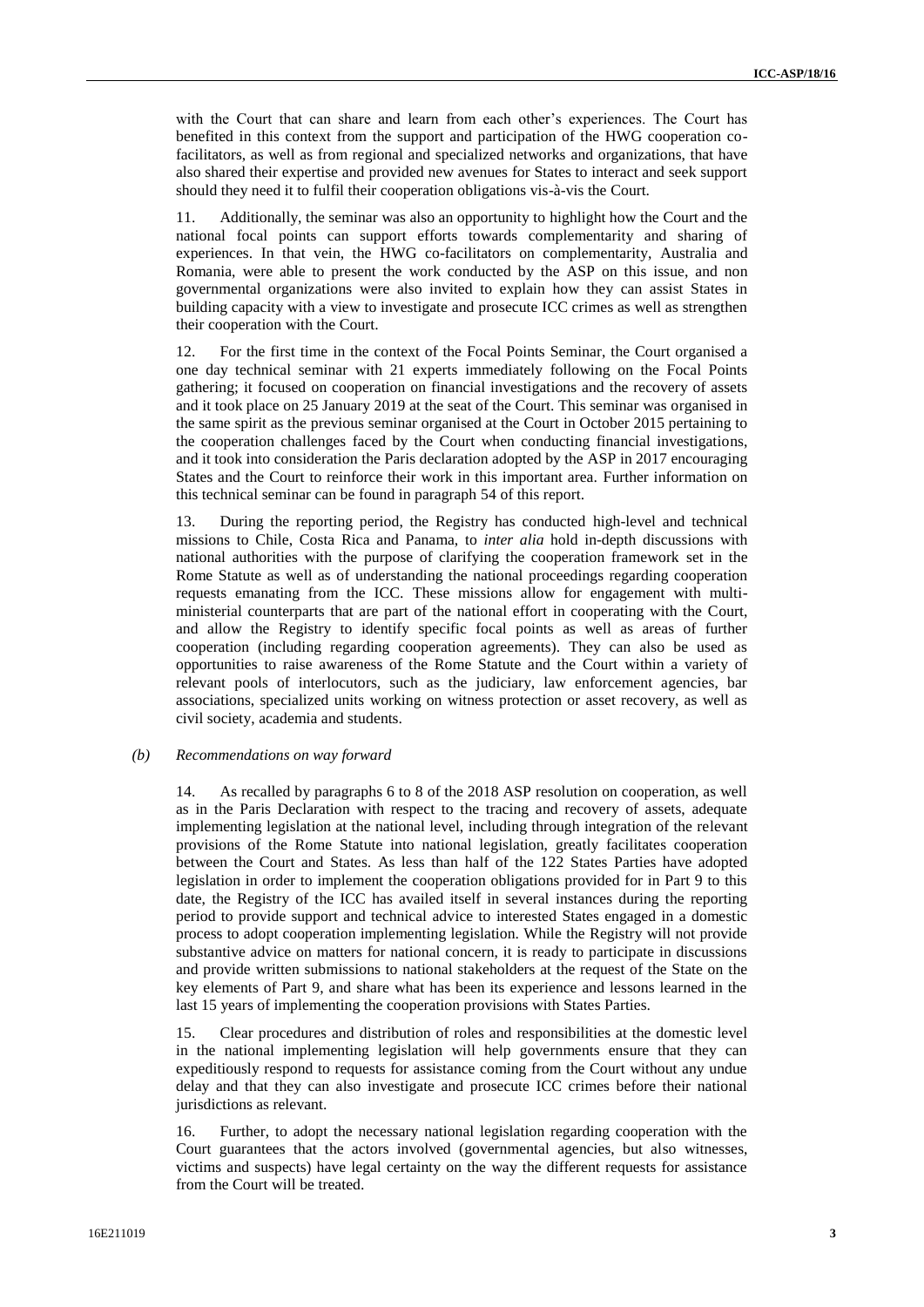with the Court that can share and learn from each other's experiences. The Court has benefited in this context from the support and participation of the HWG cooperation co-facilitators, as well as from regional and specialized networks and organizations, that have also shared their expertise and provided new avenues for States to interact and seek support should they need it to fulfil their cooperation obligations vis-à-vis the Court.

11. Additionally, the seminar was also an opportunity to highlight how the Court and the national focal points can support efforts towards complementarity and sharing of experiences. In that vein, the HWG co-facilitators on complementarity, Australia and Romania, were able to present the work conducted by the ASP on this issue, and non governmental organizations were also invited to explain how they can assist States in building capacity with a view to investigate and prosecute ICC crimes as well as strengthen their cooperation with the Court.

12. For the first time in the context of the Focal Points Seminar, the Court organised a one day technical seminar with 21 experts immediately following on the Focal Points gathering; it focused on cooperation on financial investigations and the recovery of assets and it took place on 25 January 2019 at the seat of the Court. This seminar was organised in the same spirit as the previous seminar organised at the Court in October 2015 pertaining to the cooperation challenges faced by the Court when conducting financial investigations, and it took into consideration the Paris declaration adopted by the ASP in 2017 encouraging States and the Court to reinforce their work in this important area. Further information on this technical seminar can be found in paragraph 54 of this report.

13. During the reporting period, the Registry has conducted high-level and technical missions to Chile, Costa Rica and Panama, to *inter alia* hold in-depth discussions with national authorities with the purpose of clarifying the cooperation framework set in the Rome Statute as well as of understanding the national proceedings regarding cooperation requests emanating from the ICC. These missions allow for engagement with multi-ministerial counterparts that are part of the national effort in cooperating with the Court, and allow the Registry to identify specific focal points as well as areas of further cooperation (including regarding cooperation agreements). They can also be used as opportunities to raise awareness of the Rome Statute and the Court within a variety of relevant pools of interlocutors, such as the judiciary, law enforcement agencies, bar associations, specialized units working on witness protection or asset recovery, as well as civil society, academia and students.

### *(b) Recommendations on way forward*

14. As recalled by paragraphs 6 to 8 of the 2018 ASP resolution on cooperation, as well as in the Paris Declaration with respect to the tracing and recovery of assets, adequate implementing legislation at the national level, including through integration of the relevant provisions of the Rome Statute into national legislation, greatly facilitates cooperation between the Court and States. As less than half of the 122 States Parties have adopted legislation in order to implement the cooperation obligations provided for in Part 9 to this date, the Registry of the ICC has availed itself in several instances during the reporting period to provide support and technical advice to interested States engaged in a domestic process to adopt cooperation implementing legislation. While the Registry will not provide substantive advice on matters for national concern, it is ready to participate in discussions and provide written submissions to national stakeholders at the request of the State on the key elements of Part 9, and share what has been its experience and lessons learned in the last 15 years of implementing the cooperation provisions with States Parties.

15. Clear procedures and distribution of roles and responsibilities at the domestic level in the national implementing legislation will help governments ensure that they can expeditiously respond to requests for assistance coming from the Court without any undue delay and that they can also investigate and prosecute ICC crimes before their national jurisdictions as relevant.

16. Further, to adopt the necessary national legislation regarding cooperation with the Court guarantees that the actors involved (governmental agencies, but also witnesses, victims and suspects) have legal certainty on the way the different requests for assistance from the Court will be treated.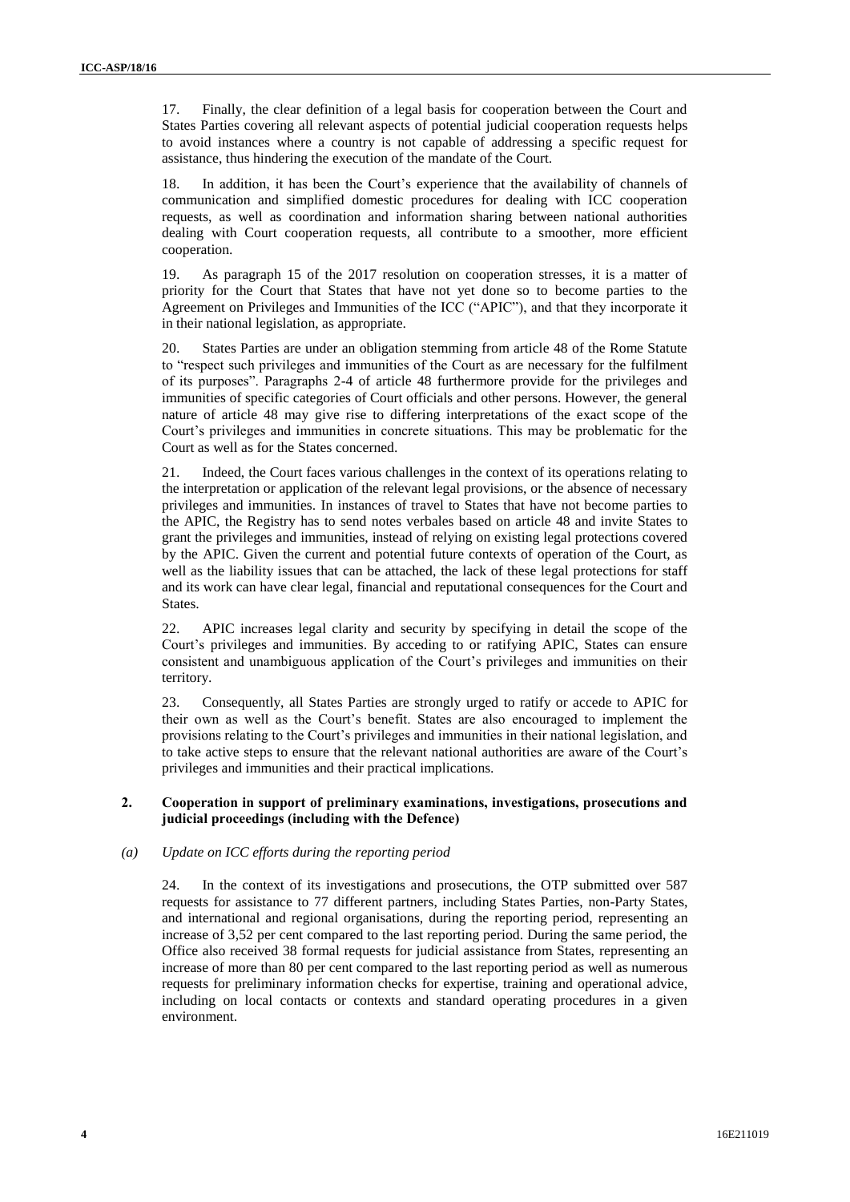17. Finally, the clear definition of a legal basis for cooperation between the Court and States Parties covering all relevant aspects of potential judicial cooperation requests helps to avoid instances where a country is not capable of addressing a specific request for assistance, thus hindering the execution of the mandate of the Court.

18. In addition, it has been the Court's experience that the availability of channels of communication and simplified domestic procedures for dealing with ICC cooperation requests, as well as coordination and information sharing between national authorities dealing with Court cooperation requests, all contribute to a smoother, more efficient cooperation.

19. As paragraph 15 of the 2017 resolution on cooperation stresses, it is a matter of priority for the Court that States that have not yet done so to become parties to the Agreement on Privileges and Immunities of the ICC ("APIC"), and that they incorporate it in their national legislation, as appropriate.

20. States Parties are under an obligation stemming from article 48 of the Rome Statute to "respect such privileges and immunities of the Court as are necessary for the fulfilment of its purposes". Paragraphs 2-4 of article 48 furthermore provide for the privileges and immunities of specific categories of Court officials and other persons. However, the general nature of article 48 may give rise to differing interpretations of the exact scope of the Court's privileges and immunities in concrete situations. This may be problematic for the Court as well as for the States concerned.

21. Indeed, the Court faces various challenges in the context of its operations relating to the interpretation or application of the relevant legal provisions, or the absence of necessary privileges and immunities. In instances of travel to States that have not become parties to the APIC, the Registry has to send notes verbales based on article 48 and invite States to grant the privileges and immunities, instead of relying on existing legal protections covered by the APIC. Given the current and potential future contexts of operation of the Court, as well as the liability issues that can be attached, the lack of these legal protections for staff and its work can have clear legal, financial and reputational consequences for the Court and States.

22. APIC increases legal clarity and security by specifying in detail the scope of the Court's privileges and immunities. By acceding to or ratifying APIC, States can ensure consistent and unambiguous application of the Court's privileges and immunities on their territory.

23. Consequently, all States Parties are strongly urged to ratify or accede to APIC for their own as well as the Court's benefit. States are also encouraged to implement the provisions relating to the Court's privileges and immunities in their national legislation, and to take active steps to ensure that the relevant national authorities are aware of the Court's privileges and immunities and their practical implications.

## 2. Cooperation in support of preliminary examinations, investigations, prosecutions and judicial proceedings (including with the Defence)

### *(a) Update on ICC efforts during the reporting period*

24. In the context of its investigations and prosecutions, the OTP submitted over 587 requests for assistance to 77 different partners, including States Parties, non-Party States, and international and regional organisations, during the reporting period, representing an increase of 3,52 per cent compared to the last reporting period. During the same period, the Office also received 38 formal requests for judicial assistance from States, representing an increase of more than 80 per cent compared to the last reporting period as well as numerous requests for preliminary information checks for expertise, training and operational advice, including on local contacts or contexts and standard operating procedures in a given environment.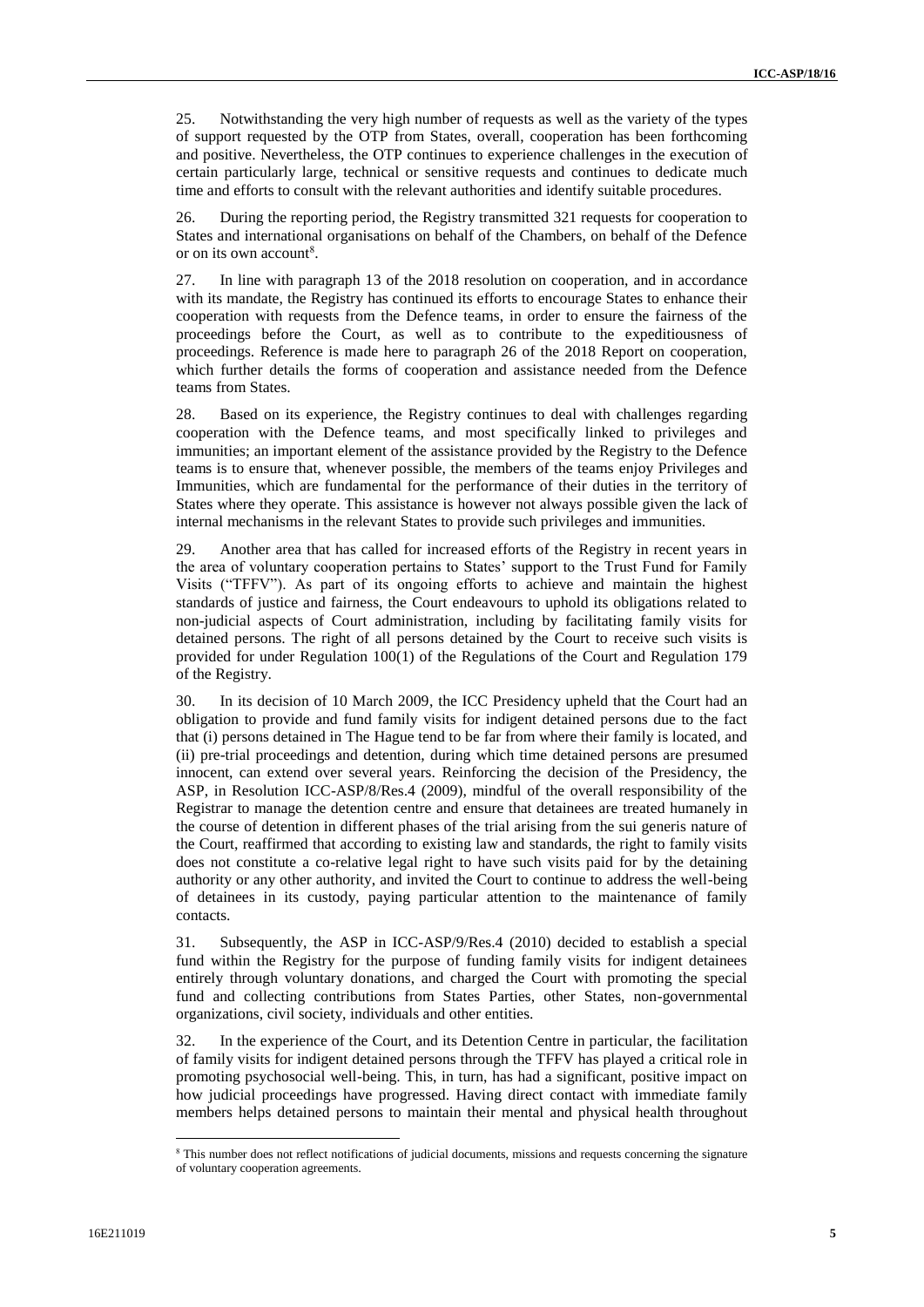25. Notwithstanding the very high number of requests as well as the variety of the types of support requested by the OTP from States, overall, cooperation has been forthcoming and positive. Nevertheless, the OTP continues to experience challenges in the execution of certain particularly large, technical or sensitive requests and continues to dedicate much time and efforts to consult with the relevant authorities and identify suitable procedures.

26. During the reporting period, the Registry transmitted 321 requests for cooperation to States and international organisations on behalf of the Chambers, on behalf of the Defence or on its own account[8].

27. In line with paragraph 13 of the 2018 resolution on cooperation, and in accordance with its mandate, the Registry has continued its efforts to encourage States to enhance their cooperation with requests from the Defence teams, in order to ensure the fairness of the proceedings before the Court, as well as to contribute to the expeditiousness of proceedings. Reference is made here to paragraph 26 of the 2018 Report on cooperation, which further details the forms of cooperation and assistance needed from the Defence teams from States.

28. Based on its experience, the Registry continues to deal with challenges regarding cooperation with the Defence teams, and most specifically linked to privileges and immunities; an important element of the assistance provided by the Registry to the Defence teams is to ensure that, whenever possible, the members of the teams enjoy Privileges and Immunities, which are fundamental for the performance of their duties in the territory of States where they operate. This assistance is however not always possible given the lack of internal mechanisms in the relevant States to provide such privileges and immunities.

29. Another area that has called for increased efforts of the Registry in recent years in the area of voluntary cooperation pertains to States' support to the Trust Fund for Family Visits ("TFFV"). As part of its ongoing efforts to achieve and maintain the highest standards of justice and fairness, the Court endeavours to uphold its obligations related to non-judicial aspects of Court administration, including by facilitating family visits for detained persons. The right of all persons detained by the Court to receive such visits is provided for under Regulation 100(1) of the Regulations of the Court and Regulation 179 of the Registry.

30. In its decision of 10 March 2009, the ICC Presidency upheld that the Court had an obligation to provide and fund family visits for indigent detained persons due to the fact that (i) persons detained in The Hague tend to be far from where their family is located, and (ii) pre-trial proceedings and detention, during which time detained persons are presumed innocent, can extend over several years. Reinforcing the decision of the Presidency, the ASP, in Resolution ICC-ASP/8/Res.4 (2009), mindful of the overall responsibility of the Registrar to manage the detention centre and ensure that detainees are treated humanely in the course of detention in different phases of the trial arising from the sui generis nature of the Court, reaffirmed that according to existing law and standards, the right to family visits does not constitute a co-relative legal right to have such visits paid for by the detaining authority or any other authority, and invited the Court to continue to address the well-being of detainees in its custody, paying particular attention to the maintenance of family contacts.

31. Subsequently, the ASP in ICC-ASP/9/Res.4 (2010) decided to establish a special fund within the Registry for the purpose of funding family visits for indigent detainees entirely through voluntary donations, and charged the Court with promoting the special fund and collecting contributions from States Parties, other States, non-governmental organizations, civil society, individuals and other entities.

32. In the experience of the Court, and its Detention Centre in particular, the facilitation of family visits for indigent detained persons through the TFFV has played a critical role in promoting psychosocial well-being. This, in turn, has had a significant, positive impact on how judicial proceedings have progressed. Having direct contact with immediate family members helps detained persons to maintain their mental and physical health throughout

---

[8] This number does not reflect notifications of judicial documents, missions and requests concerning the signature of voluntary cooperation agreements.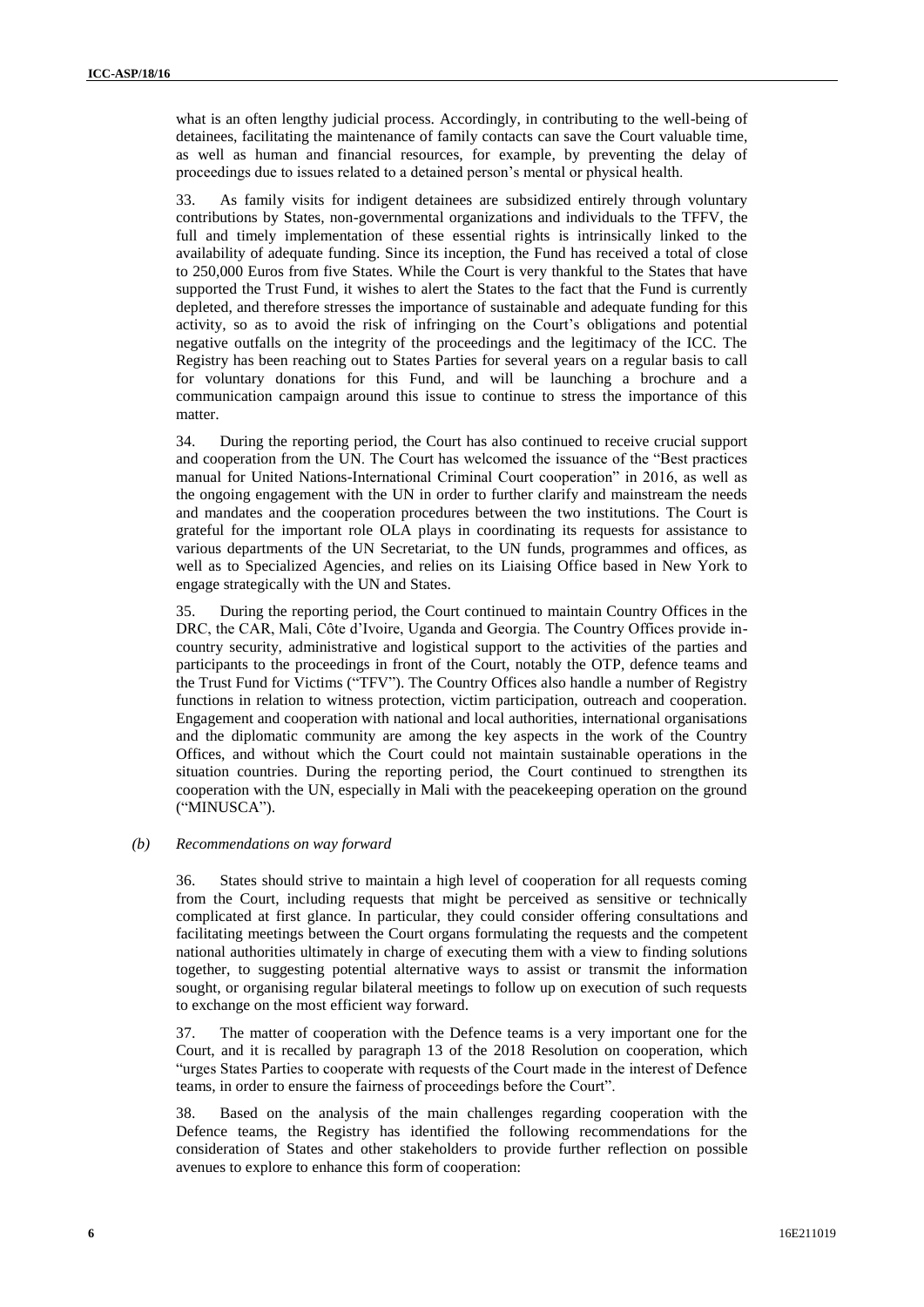what is an often lengthy judicial process. Accordingly, in contributing to the well-being of detainees, facilitating the maintenance of family contacts can save the Court valuable time, as well as human and financial resources, for example, by preventing the delay of proceedings due to issues related to a detained person's mental or physical health.

33. As family visits for indigent detainees are subsidized entirely through voluntary contributions by States, non-governmental organizations and individuals to the TFFV, the full and timely implementation of these essential rights is intrinsically linked to the availability of adequate funding. Since its inception, the Fund has received a total of close to 250,000 Euros from five States. While the Court is very thankful to the States that have supported the Trust Fund, it wishes to alert the States to the fact that the Fund is currently depleted, and therefore stresses the importance of sustainable and adequate funding for this activity, so as to avoid the risk of infringing on the Court's obligations and potential negative outfalls on the integrity of the proceedings and the legitimacy of the ICC. The Registry has been reaching out to States Parties for several years on a regular basis to call for voluntary donations for this Fund, and will be launching a brochure and a communication campaign around this issue to continue to stress the importance of this matter.

34. During the reporting period, the Court has also continued to receive crucial support and cooperation from the UN. The Court has welcomed the issuance of the "Best practices manual for United Nations-International Criminal Court cooperation" in 2016, as well as the ongoing engagement with the UN in order to further clarify and mainstream the needs and mandates and the cooperation procedures between the two institutions. The Court is grateful for the important role OLA plays in coordinating its requests for assistance to various departments of the UN Secretariat, to the UN funds, programmes and offices, as well as to Specialized Agencies, and relies on its Liaising Office based in New York to engage strategically with the UN and States.

35. During the reporting period, the Court continued to maintain Country Offices in the DRC, the CAR, Mali, Côte d'Ivoire, Uganda and Georgia. The Country Offices provide in-country security, administrative and logistical support to the activities of the parties and participants to the proceedings in front of the Court, notably the OTP, defence teams and the Trust Fund for Victims ("TFV"). The Country Offices also handle a number of Registry functions in relation to witness protection, victim participation, outreach and cooperation. Engagement and cooperation with national and local authorities, international organisations and the diplomatic community are among the key aspects in the work of the Country Offices, and without which the Court could not maintain sustainable operations in the situation countries. During the reporting period, the Court continued to strengthen its cooperation with the UN, especially in Mali with the peacekeeping operation on the ground ("MINUSCA").

### *(b) Recommendations on way forward*

36. States should strive to maintain a high level of cooperation for all requests coming from the Court, including requests that might be perceived as sensitive or technically complicated at first glance. In particular, they could consider offering consultations and facilitating meetings between the Court organs formulating the requests and the competent national authorities ultimately in charge of executing them with a view to finding solutions together, to suggesting potential alternative ways to assist or transmit the information sought, or organising regular bilateral meetings to follow up on execution of such requests to exchange on the most efficient way forward.

37. The matter of cooperation with the Defence teams is a very important one for the Court, and it is recalled by paragraph 13 of the 2018 Resolution on cooperation, which "urges States Parties to cooperate with requests of the Court made in the interest of Defence teams, in order to ensure the fairness of proceedings before the Court".

38. Based on the analysis of the main challenges regarding cooperation with the Defence teams, the Registry has identified the following recommendations for the consideration of States and other stakeholders to provide further reflection on possible avenues to explore to enhance this form of cooperation: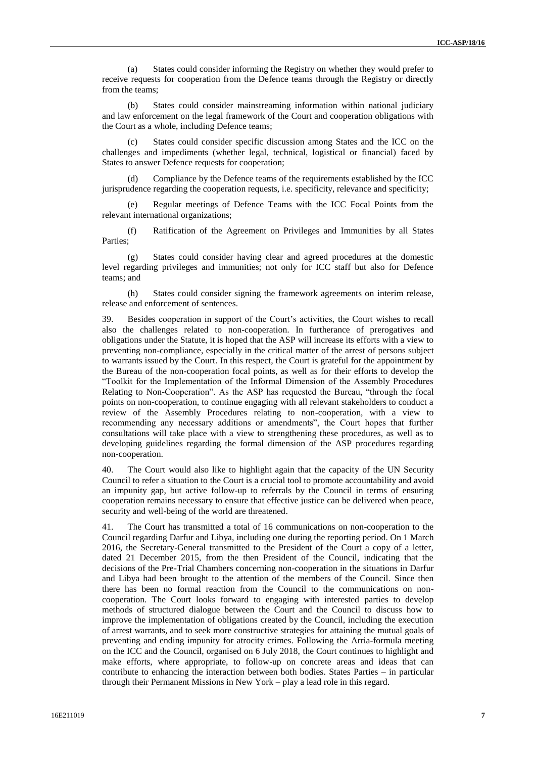(a) States could consider informing the Registry on whether they would prefer to receive requests for cooperation from the Defence teams through the Registry or directly from the teams;

(b) States could consider mainstreaming information within national judiciary and law enforcement on the legal framework of the Court and cooperation obligations with the Court as a whole, including Defence teams;

(c) States could consider specific discussion among States and the ICC on the challenges and impediments (whether legal, technical, logistical or financial) faced by States to answer Defence requests for cooperation;

(d) Compliance by the Defence teams of the requirements established by the ICC jurisprudence regarding the cooperation requests, i.e. specificity, relevance and specificity;

(e) Regular meetings of Defence Teams with the ICC Focal Points from the relevant international organizations;

(f) Ratification of the Agreement on Privileges and Immunities by all States Parties;

(g) States could consider having clear and agreed procedures at the domestic level regarding privileges and immunities; not only for ICC staff but also for Defence teams; and

(h) States could consider signing the framework agreements on interim release, release and enforcement of sentences.

39. Besides cooperation in support of the Court's activities, the Court wishes to recall also the challenges related to non-cooperation. In furtherance of prerogatives and obligations under the Statute, it is hoped that the ASP will increase its efforts with a view to preventing non-compliance, especially in the critical matter of the arrest of persons subject to warrants issued by the Court. In this respect, the Court is grateful for the appointment by the Bureau of the non-cooperation focal points, as well as for their efforts to develop the "Toolkit for the Implementation of the Informal Dimension of the Assembly Procedures Relating to Non-Cooperation". As the ASP has requested the Bureau, "through the focal points on non-cooperation, to continue engaging with all relevant stakeholders to conduct a review of the Assembly Procedures relating to non-cooperation, with a view to recommending any necessary additions or amendments", the Court hopes that further consultations will take place with a view to strengthening these procedures, as well as to developing guidelines regarding the formal dimension of the ASP procedures regarding non-cooperation.

40. The Court would also like to highlight again that the capacity of the UN Security Council to refer a situation to the Court is a crucial tool to promote accountability and avoid an impunity gap, but active follow-up to referrals by the Council in terms of ensuring cooperation remains necessary to ensure that effective justice can be delivered when peace, security and well-being of the world are threatened.

41. The Court has transmitted a total of 16 communications on non-cooperation to the Council regarding Darfur and Libya, including one during the reporting period. On 1 March 2016, the Secretary-General transmitted to the President of the Court a copy of a letter, dated 21 December 2015, from the then President of the Council, indicating that the decisions of the Pre-Trial Chambers concerning non-cooperation in the situations in Darfur and Libya had been brought to the attention of the members of the Council. Since then there has been no formal reaction from the Council to the communications on non-cooperation. The Court looks forward to engaging with interested parties to develop methods of structured dialogue between the Court and the Council to discuss how to improve the implementation of obligations created by the Council, including the execution of arrest warrants, and to seek more constructive strategies for attaining the mutual goals of preventing and ending impunity for atrocity crimes. Following the Arria-formula meeting on the ICC and the Council, organised on 6 July 2018, the Court continues to highlight and make efforts, where appropriate, to follow-up on concrete areas and ideas that can contribute to enhancing the interaction between both bodies. States Parties – in particular through their Permanent Missions in New York – play a lead role in this regard.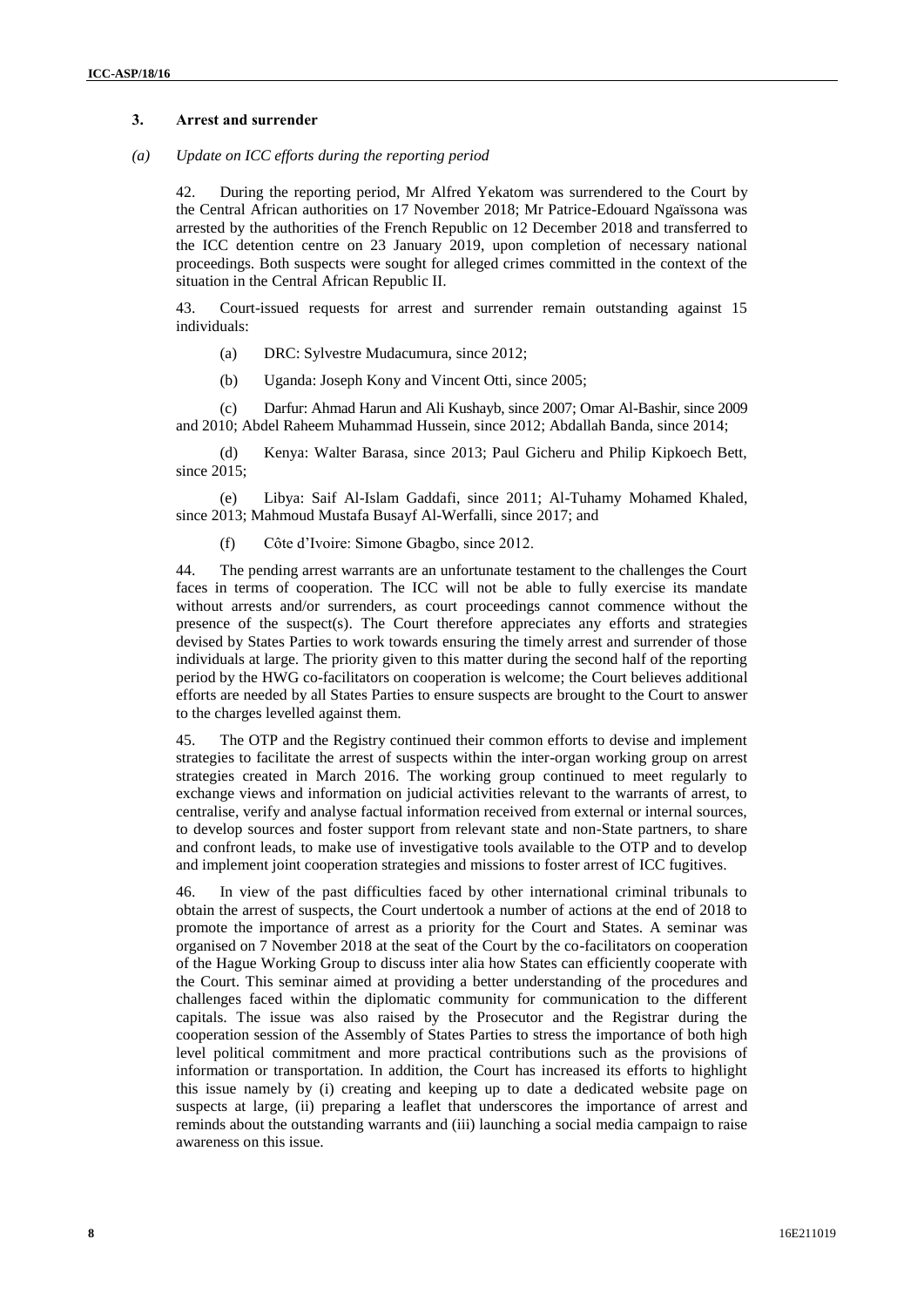### 3. Arrest and surrender

#### *(a) Update on ICC efforts during the reporting period*

42. During the reporting period, Mr Alfred Yekatom was surrendered to the Court by the Central African authorities on 17 November 2018; Mr Patrice-Edouard Ngaïssona was arrested by the authorities of the French Republic on 12 December 2018 and transferred to the ICC detention centre on 23 January 2019, upon completion of necessary national proceedings. Both suspects were sought for alleged crimes committed in the context of the situation in the Central African Republic II.

43. Court-issued requests for arrest and surrender remain outstanding against 15 individuals:

(a) DRC: Sylvestre Mudacumura, since 2012;

(b) Uganda: Joseph Kony and Vincent Otti, since 2005;

(c) Darfur: Ahmad Harun and Ali Kushayb, since 2007; Omar Al-Bashir, since 2009 and 2010; Abdel Raheem Muhammad Hussein, since 2012; Abdallah Banda, since 2014;

(d) Kenya: Walter Barasa, since 2013; Paul Gicheru and Philip Kipkoech Bett, since 2015;

(e) Libya: Saif Al-Islam Gaddafi, since 2011; Al-Tuhamy Mohamed Khaled, since 2013; Mahmoud Mustafa Busayf Al-Werfalli, since 2017; and

(f) Côte d'Ivoire: Simone Gbagbo, since 2012.

44. The pending arrest warrants are an unfortunate testament to the challenges the Court faces in terms of cooperation. The ICC will not be able to fully exercise its mandate without arrests and/or surrenders, as court proceedings cannot commence without the presence of the suspect(s). The Court therefore appreciates any efforts and strategies devised by States Parties to work towards ensuring the timely arrest and surrender of those individuals at large. The priority given to this matter during the second half of the reporting period by the HWG co-facilitators on cooperation is welcome; the Court believes additional efforts are needed by all States Parties to ensure suspects are brought to the Court to answer to the charges levelled against them.

45. The OTP and the Registry continued their common efforts to devise and implement strategies to facilitate the arrest of suspects within the inter-organ working group on arrest strategies created in March 2016. The working group continued to meet regularly to exchange views and information on judicial activities relevant to the warrants of arrest, to centralise, verify and analyse factual information received from external or internal sources, to develop sources and foster support from relevant state and non-State partners, to share and confront leads, to make use of investigative tools available to the OTP and to develop and implement joint cooperation strategies and missions to foster arrest of ICC fugitives.

46. In view of the past difficulties faced by other international criminal tribunals to obtain the arrest of suspects, the Court undertook a number of actions at the end of 2018 to promote the importance of arrest as a priority for the Court and States. A seminar was organised on 7 November 2018 at the seat of the Court by the co-facilitators on cooperation of the Hague Working Group to discuss inter alia how States can efficiently cooperate with the Court. This seminar aimed at providing a better understanding of the procedures and challenges faced within the diplomatic community for communication to the different capitals. The issue was also raised by the Prosecutor and the Registrar during the cooperation session of the Assembly of States Parties to stress the importance of both high level political commitment and more practical contributions such as the provisions of information or transportation. In addition, the Court has increased its efforts to highlight this issue namely by (i) creating and keeping up to date a dedicated website page on suspects at large, (ii) preparing a leaflet that underscores the importance of arrest and reminds about the outstanding warrants and (iii) launching a social media campaign to raise awareness on this issue.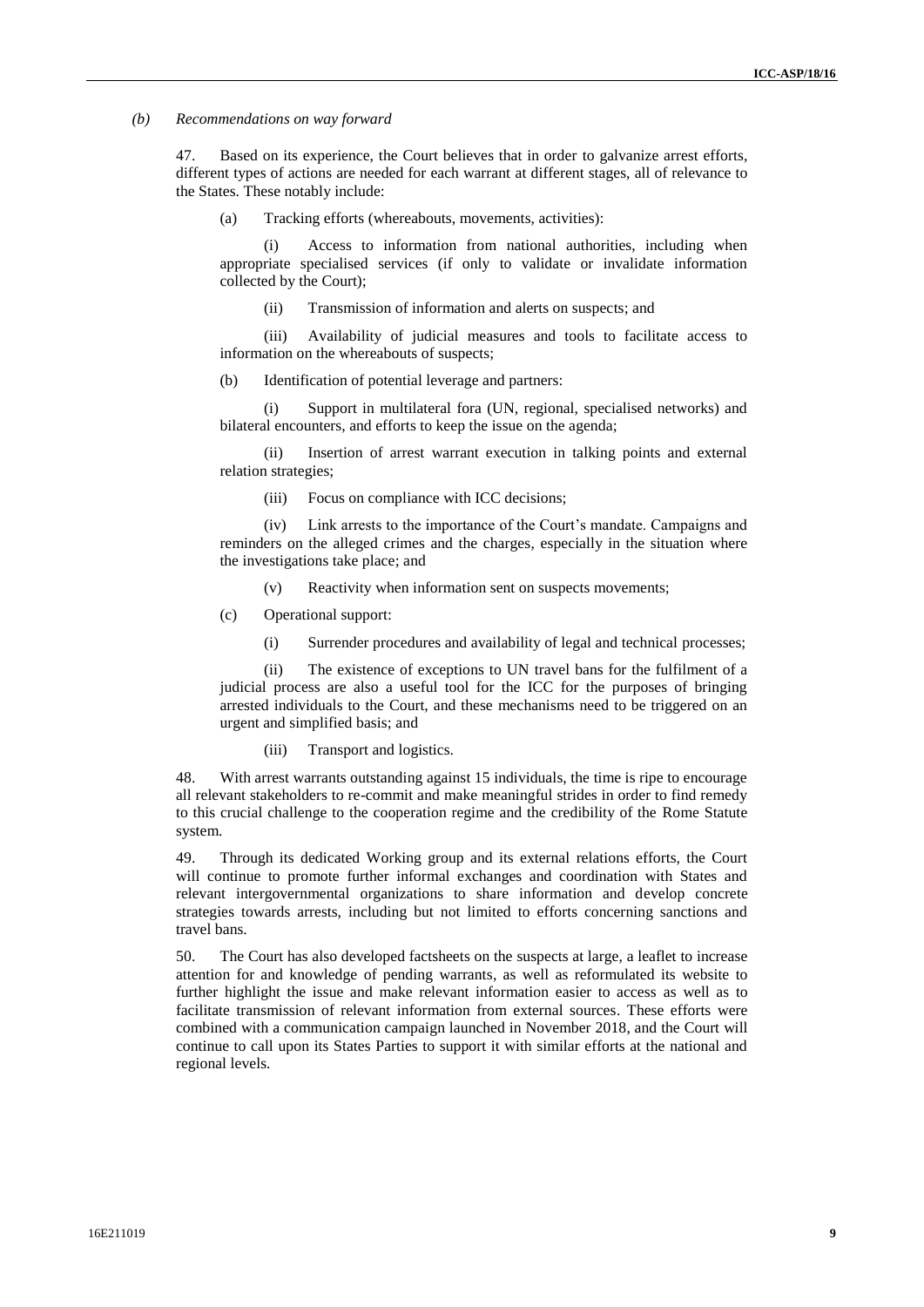*(b) Recommendations on way forward*

47. Based on its experience, the Court believes that in order to galvanize arrest efforts, different types of actions are needed for each warrant at different stages, all of relevance to the States. These notably include:

(a) Tracking efforts (whereabouts, movements, activities):

(i) Access to information from national authorities, including when appropriate specialised services (if only to validate or invalidate information collected by the Court);

(ii) Transmission of information and alerts on suspects; and

(iii) Availability of judicial measures and tools to facilitate access to information on the whereabouts of suspects;

(b) Identification of potential leverage and partners:

(i) Support in multilateral fora (UN, regional, specialised networks) and bilateral encounters, and efforts to keep the issue on the agenda;

(ii) Insertion of arrest warrant execution in talking points and external relation strategies;

(iii) Focus on compliance with ICC decisions;

(iv) Link arrests to the importance of the Court's mandate. Campaigns and reminders on the alleged crimes and the charges, especially in the situation where the investigations take place; and

(v) Reactivity when information sent on suspects movements;

(c) Operational support:

(i) Surrender procedures and availability of legal and technical processes;

(ii) The existence of exceptions to UN travel bans for the fulfilment of a judicial process are also a useful tool for the ICC for the purposes of bringing arrested individuals to the Court, and these mechanisms need to be triggered on an urgent and simplified basis; and

(iii) Transport and logistics.

48. With arrest warrants outstanding against 15 individuals, the time is ripe to encourage all relevant stakeholders to re-commit and make meaningful strides in order to find remedy to this crucial challenge to the cooperation regime and the credibility of the Rome Statute system.

49. Through its dedicated Working group and its external relations efforts, the Court will continue to promote further informal exchanges and coordination with States and relevant intergovernmental organizations to share information and develop concrete strategies towards arrests, including but not limited to efforts concerning sanctions and travel bans.

50. The Court has also developed factsheets on the suspects at large, a leaflet to increase attention for and knowledge of pending warrants, as well as reformulated its website to further highlight the issue and make relevant information easier to access as well as to facilitate transmission of relevant information from external sources. These efforts were combined with a communication campaign launched in November 2018, and the Court will continue to call upon its States Parties to support it with similar efforts at the national and regional levels.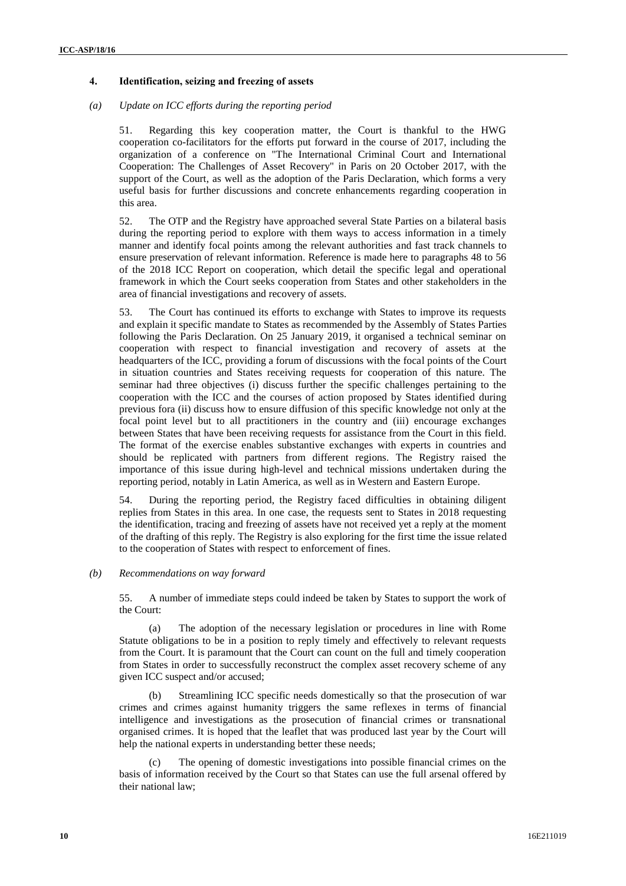### 4. Identification, seizing and freezing of assets

*(a) Update on ICC efforts during the reporting period*

51. Regarding this key cooperation matter, the Court is thankful to the HWG cooperation co-facilitators for the efforts put forward in the course of 2017, including the organization of a conference on "The International Criminal Court and International Cooperation: The Challenges of Asset Recovery" in Paris on 20 October 2017, with the support of the Court, as well as the adoption of the Paris Declaration, which forms a very useful basis for further discussions and concrete enhancements regarding cooperation in this area.

52. The OTP and the Registry have approached several State Parties on a bilateral basis during the reporting period to explore with them ways to access information in a timely manner and identify focal points among the relevant authorities and fast track channels to ensure preservation of relevant information. Reference is made here to paragraphs 48 to 56 of the 2018 ICC Report on cooperation, which detail the specific legal and operational framework in which the Court seeks cooperation from States and other stakeholders in the area of financial investigations and recovery of assets.

53. The Court has continued its efforts to exchange with States to improve its requests and explain it specific mandate to States as recommended by the Assembly of States Parties following the Paris Declaration. On 25 January 2019, it organised a technical seminar on cooperation with respect to financial investigation and recovery of assets at the headquarters of the ICC, providing a forum of discussions with the focal points of the Court in situation countries and States receiving requests for cooperation of this nature. The seminar had three objectives (i) discuss further the specific challenges pertaining to the cooperation with the ICC and the courses of action proposed by States identified during previous fora (ii) discuss how to ensure diffusion of this specific knowledge not only at the focal point level but to all practitioners in the country and (iii) encourage exchanges between States that have been receiving requests for assistance from the Court in this field. The format of the exercise enables substantive exchanges with experts in countries and should be replicated with partners from different regions. The Registry raised the importance of this issue during high-level and technical missions undertaken during the reporting period, notably in Latin America, as well as in Western and Eastern Europe.

54. During the reporting period, the Registry faced difficulties in obtaining diligent replies from States in this area. In one case, the requests sent to States in 2018 requesting the identification, tracing and freezing of assets have not received yet a reply at the moment of the drafting of this reply. The Registry is also exploring for the first time the issue related to the cooperation of States with respect to enforcement of fines.

*(b) Recommendations on way forward*

55. A number of immediate steps could indeed be taken by States to support the work of the Court:

(a) The adoption of the necessary legislation or procedures in line with Rome Statute obligations to be in a position to reply timely and effectively to relevant requests from the Court. It is paramount that the Court can count on the full and timely cooperation from States in order to successfully reconstruct the complex asset recovery scheme of any given ICC suspect and/or accused;

(b) Streamlining ICC specific needs domestically so that the prosecution of war crimes and crimes against humanity triggers the same reflexes in terms of financial intelligence and investigations as the prosecution of financial crimes or transnational organised crimes. It is hoped that the leaflet that was produced last year by the Court will help the national experts in understanding better these needs;

(c) The opening of domestic investigations into possible financial crimes on the basis of information received by the Court so that States can use the full arsenal offered by their national law;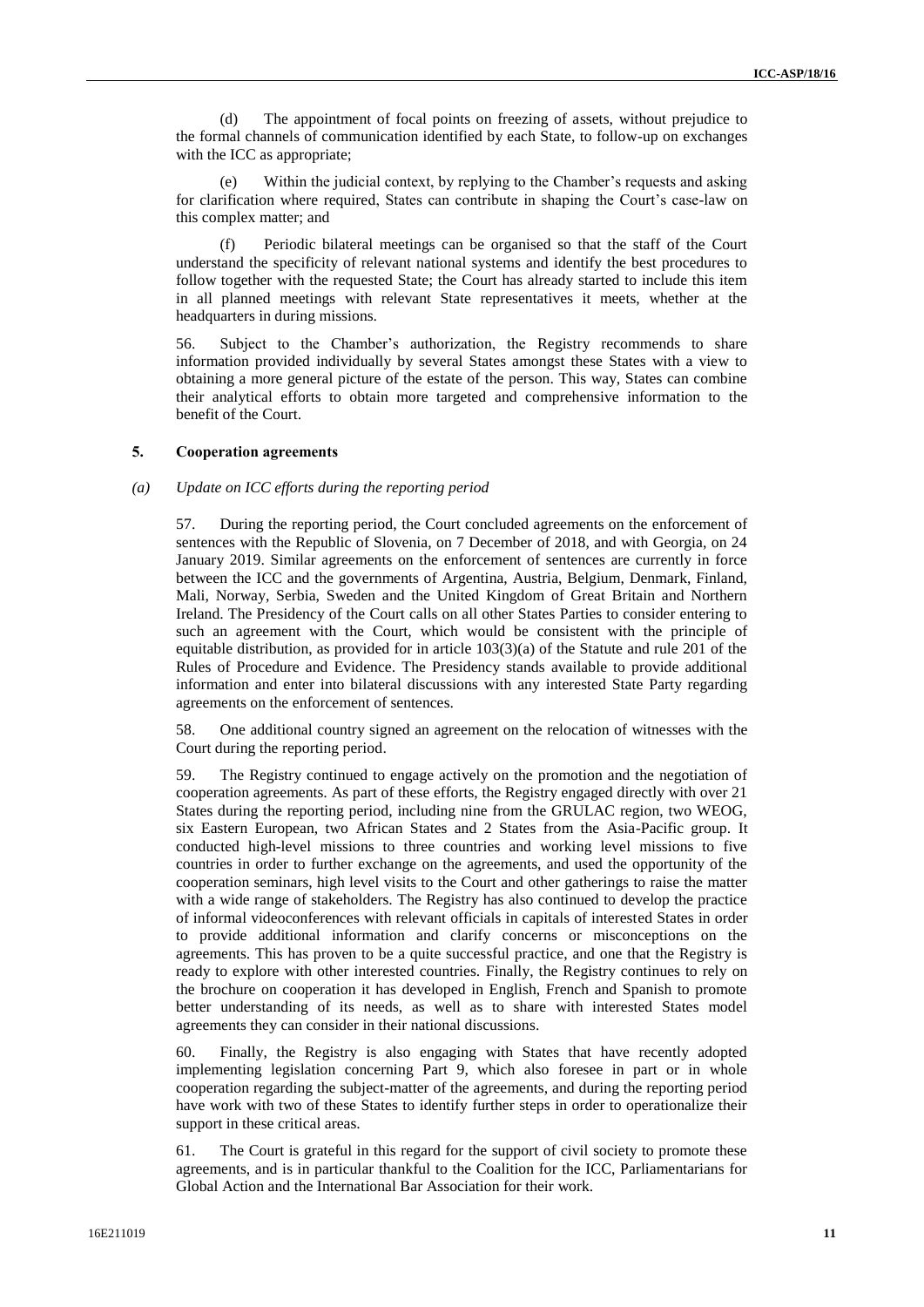(d) The appointment of focal points on freezing of assets, without prejudice to the formal channels of communication identified by each State, to follow-up on exchanges with the ICC as appropriate;

(e) Within the judicial context, by replying to the Chamber's requests and asking for clarification where required, States can contribute in shaping the Court's case-law on this complex matter; and

(f) Periodic bilateral meetings can be organised so that the staff of the Court understand the specificity of relevant national systems and identify the best procedures to follow together with the requested State; the Court has already started to include this item in all planned meetings with relevant State representatives it meets, whether at the headquarters in during missions.

56. Subject to the Chamber's authorization, the Registry recommends to share information provided individually by several States amongst these States with a view to obtaining a more general picture of the estate of the person. This way, States can combine their analytical efforts to obtain more targeted and comprehensive information to the benefit of the Court.

### 5. Cooperation agreements

#### *(a) Update on ICC efforts during the reporting period*

57. During the reporting period, the Court concluded agreements on the enforcement of sentences with the Republic of Slovenia, on 7 December of 2018, and with Georgia, on 24 January 2019. Similar agreements on the enforcement of sentences are currently in force between the ICC and the governments of Argentina, Austria, Belgium, Denmark, Finland, Mali, Norway, Serbia, Sweden and the United Kingdom of Great Britain and Northern Ireland. The Presidency of the Court calls on all other States Parties to consider entering to such an agreement with the Court, which would be consistent with the principle of equitable distribution, as provided for in article 103(3)(a) of the Statute and rule 201 of the Rules of Procedure and Evidence. The Presidency stands available to provide additional information and enter into bilateral discussions with any interested State Party regarding agreements on the enforcement of sentences.

58. One additional country signed an agreement on the relocation of witnesses with the Court during the reporting period.

59. The Registry continued to engage actively on the promotion and the negotiation of cooperation agreements. As part of these efforts, the Registry engaged directly with over 21 States during the reporting period, including nine from the GRULAC region, two WEOG, six Eastern European, two African States and 2 States from the Asia-Pacific group. It conducted high-level missions to three countries and working level missions to five countries in order to further exchange on the agreements, and used the opportunity of the cooperation seminars, high level visits to the Court and other gatherings to raise the matter with a wide range of stakeholders. The Registry has also continued to develop the practice of informal videoconferences with relevant officials in capitals of interested States in order to provide additional information and clarify concerns or misconceptions on the agreements. This has proven to be a quite successful practice, and one that the Registry is ready to explore with other interested countries. Finally, the Registry continues to rely on the brochure on cooperation it has developed in English, French and Spanish to promote better understanding of its needs, as well as to share with interested States model agreements they can consider in their national discussions.

60. Finally, the Registry is also engaging with States that have recently adopted implementing legislation concerning Part 9, which also foresee in part or in whole cooperation regarding the subject-matter of the agreements, and during the reporting period have work with two of these States to identify further steps in order to operationalize their support in these critical areas.

61. The Court is grateful in this regard for the support of civil society to promote these agreements, and is in particular thankful to the Coalition for the ICC, Parliamentarians for Global Action and the International Bar Association for their work.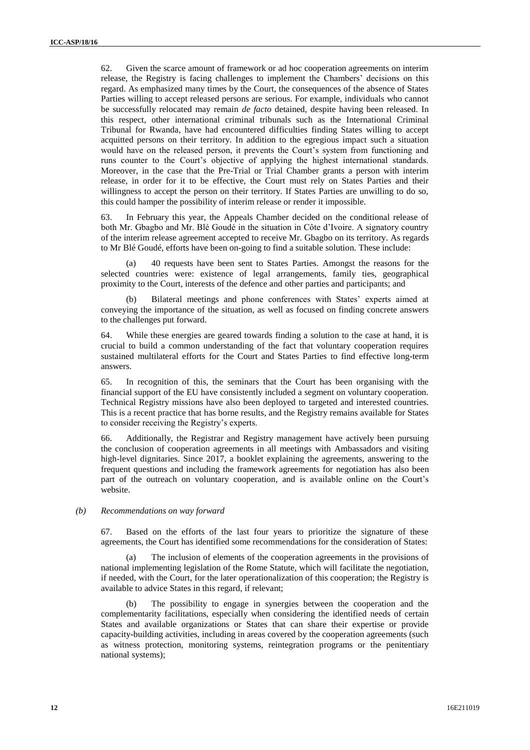62. Given the scarce amount of framework or ad hoc cooperation agreements on interim release, the Registry is facing challenges to implement the Chambers' decisions on this regard. As emphasized many times by the Court, the consequences of the absence of States Parties willing to accept released persons are serious. For example, individuals who cannot be successfully relocated may remain *de facto* detained, despite having been released. In this respect, other international criminal tribunals such as the International Criminal Tribunal for Rwanda, have had encountered difficulties finding States willing to accept acquitted persons on their territory. In addition to the egregious impact such a situation would have on the released person, it prevents the Court's system from functioning and runs counter to the Court's objective of applying the highest international standards. Moreover, in the case that the Pre-Trial or Trial Chamber grants a person with interim release, in order for it to be effective, the Court must rely on States Parties and their willingness to accept the person on their territory. If States Parties are unwilling to do so, this could hamper the possibility of interim release or render it impossible.

63. In February this year, the Appeals Chamber decided on the conditional release of both Mr. Gbagbo and Mr. Blé Goudé in the situation in Côte d'Ivoire. A signatory country of the interim release agreement accepted to receive Mr. Gbagbo on its territory. As regards to Mr Blé Goudé, efforts have been on-going to find a suitable solution. These include:

(a) 40 requests have been sent to States Parties. Amongst the reasons for the selected countries were: existence of legal arrangements, family ties, geographical proximity to the Court, interests of the defence and other parties and participants; and

(b) Bilateral meetings and phone conferences with States' experts aimed at conveying the importance of the situation, as well as focused on finding concrete answers to the challenges put forward.

64. While these energies are geared towards finding a solution to the case at hand, it is crucial to build a common understanding of the fact that voluntary cooperation requires sustained multilateral efforts for the Court and States Parties to find effective long-term answers.

65. In recognition of this, the seminars that the Court has been organising with the financial support of the EU have consistently included a segment on voluntary cooperation. Technical Registry missions have also been deployed to targeted and interested countries. This is a recent practice that has borne results, and the Registry remains available for States to consider receiving the Registry's experts.

66. Additionally, the Registrar and Registry management have actively been pursuing the conclusion of cooperation agreements in all meetings with Ambassadors and visiting high-level dignitaries. Since 2017, a booklet explaining the agreements, answering to the frequent questions and including the framework agreements for negotiation has also been part of the outreach on voluntary cooperation, and is available online on the Court's website.

*(b) Recommendations on way forward*

67. Based on the efforts of the last four years to prioritize the signature of these agreements, the Court has identified some recommendations for the consideration of States:

(a) The inclusion of elements of the cooperation agreements in the provisions of national implementing legislation of the Rome Statute, which will facilitate the negotiation, if needed, with the Court, for the later operationalization of this cooperation; the Registry is available to advice States in this regard, if relevant;

(b) The possibility to engage in synergies between the cooperation and the complementarity facilitations, especially when considering the identified needs of certain States and available organizations or States that can share their expertise or provide capacity-building activities, including in areas covered by the cooperation agreements (such as witness protection, monitoring systems, reintegration programs or the penitentiary national systems);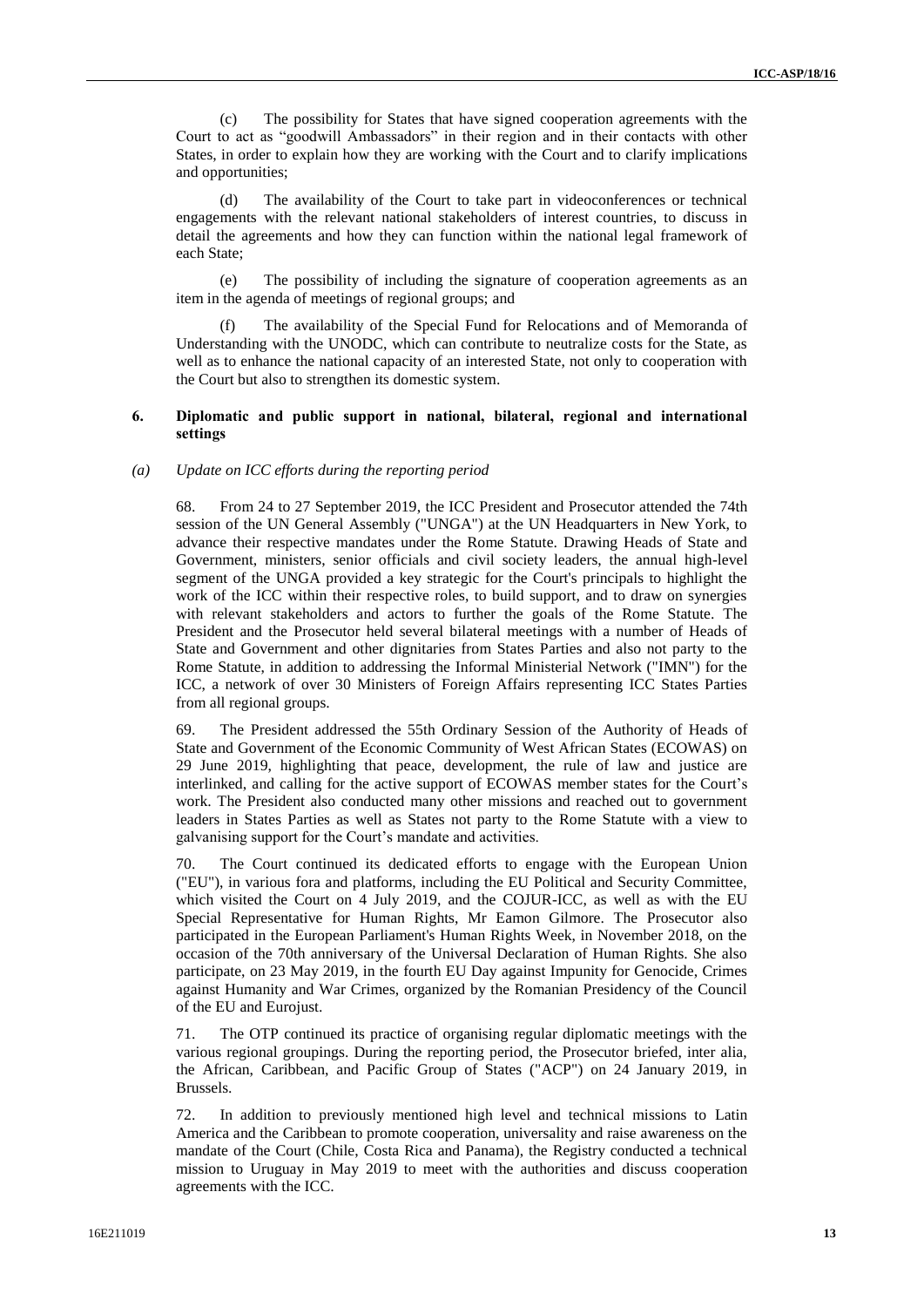(c) The possibility for States that have signed cooperation agreements with the Court to act as "goodwill Ambassadors" in their region and in their contacts with other States, in order to explain how they are working with the Court and to clarify implications and opportunities;

(d) The availability of the Court to take part in videoconferences or technical engagements with the relevant national stakeholders of interest countries, to discuss in detail the agreements and how they can function within the national legal framework of each State;

(e) The possibility of including the signature of cooperation agreements as an item in the agenda of meetings of regional groups; and

(f) The availability of the Special Fund for Relocations and of Memoranda of Understanding with the UNODC, which can contribute to neutralize costs for the State, as well as to enhance the national capacity of an interested State, not only to cooperation with the Court but also to strengthen its domestic system.

## 6. Diplomatic and public support in national, bilateral, regional and international settings

### *(a) Update on ICC efforts during the reporting period*

68. From 24 to 27 September 2019, the ICC President and Prosecutor attended the 74th session of the UN General Assembly ("UNGA") at the UN Headquarters in New York, to advance their respective mandates under the Rome Statute. Drawing Heads of State and Government, ministers, senior officials and civil society leaders, the annual high-level segment of the UNGA provided a key strategic for the Court's principals to highlight the work of the ICC within their respective roles, to build support, and to draw on synergies with relevant stakeholders and actors to further the goals of the Rome Statute. The President and the Prosecutor held several bilateral meetings with a number of Heads of State and Government and other dignitaries from States Parties and also not party to the Rome Statute, in addition to addressing the Informal Ministerial Network ("IMN") for the ICC, a network of over 30 Ministers of Foreign Affairs representing ICC States Parties from all regional groups.

69. The President addressed the 55th Ordinary Session of the Authority of Heads of State and Government of the Economic Community of West African States (ECOWAS) on 29 June 2019, highlighting that peace, development, the rule of law and justice are interlinked, and calling for the active support of ECOWAS member states for the Court's work. The President also conducted many other missions and reached out to government leaders in States Parties as well as States not party to the Rome Statute with a view to galvanising support for the Court's mandate and activities.

70. The Court continued its dedicated efforts to engage with the European Union ("EU"), in various fora and platforms, including the EU Political and Security Committee, which visited the Court on 4 July 2019, and the COJUR-ICC, as well as with the EU Special Representative for Human Rights, Mr Eamon Gilmore. The Prosecutor also participated in the European Parliament's Human Rights Week, in November 2018, on the occasion of the 70th anniversary of the Universal Declaration of Human Rights. She also participate, on 23 May 2019, in the fourth EU Day against Impunity for Genocide, Crimes against Humanity and War Crimes, organized by the Romanian Presidency of the Council of the EU and Eurojust.

71. The OTP continued its practice of organising regular diplomatic meetings with the various regional groupings. During the reporting period, the Prosecutor briefed, inter alia, the African, Caribbean, and Pacific Group of States ("ACP") on 24 January 2019, in Brussels.

72. In addition to previously mentioned high level and technical missions to Latin America and the Caribbean to promote cooperation, universality and raise awareness on the mandate of the Court (Chile, Costa Rica and Panama), the Registry conducted a technical mission to Uruguay in May 2019 to meet with the authorities and discuss cooperation agreements with the ICC.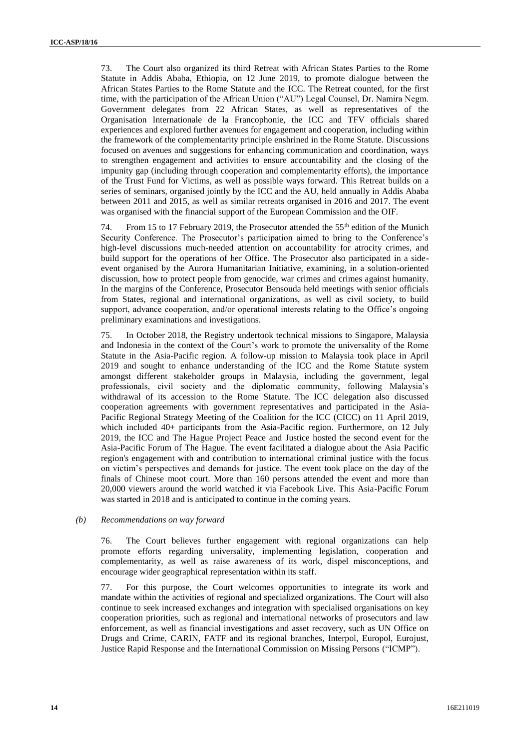73. The Court also organized its third Retreat with African States Parties to the Rome Statute in Addis Ababa, Ethiopia, on 12 June 2019, to promote dialogue between the African States Parties to the Rome Statute and the ICC. The Retreat counted, for the first time, with the participation of the African Union ("AU") Legal Counsel, Dr. Namira Negm. Government delegates from 22 African States, as well as representatives of the Organisation Internationale de la Francophonie, the ICC and TFV officials shared experiences and explored further avenues for engagement and cooperation, including within the framework of the complementarity principle enshrined in the Rome Statute. Discussions focused on avenues and suggestions for enhancing communication and coordination, ways to strengthen engagement and activities to ensure accountability and the closing of the impunity gap (including through cooperation and complementary efforts), the importance of the Trust Fund for Victims, as well as possible ways forward. This Retreat builds on a series of seminars, organised jointly by the ICC and the AU, held annually in Addis Ababa between 2011 and 2015, as well as similar retreats organised in 2016 and 2017. The event was organised with the financial support of the European Commission and the OIF.

74. From 15 to 17 February 2019, the Prosecutor attended the 55th edition of the Munich Security Conference. The Prosecutor's participation aimed to bring to the Conference's high-level discussions much-needed attention on accountability for atrocity crimes, and build support for the operations of her Office. The Prosecutor also participated in a side-event organised by the Aurora Humanitarian Initiative, examining, in a solution-oriented discussion, how to protect people from genocide, war crimes and crimes against humanity. In the margins of the Conference, Prosecutor Bensouda held meetings with senior officials from States, regional and international organizations, as well as civil society, to build support, advance cooperation, and/or operational interests relating to the Office's ongoing preliminary examinations and investigations.

75. In October 2018, the Registry undertook technical missions to Singapore, Malaysia and Indonesia in the context of the Court's work to promote the universality of the Rome Statute in the Asia-Pacific region. A follow-up mission to Malaysia took place in April 2019 and sought to enhance understanding of the ICC and the Rome Statute system amongst different stakeholder groups in Malaysia, including the government, legal professionals, civil society and the diplomatic community, following Malaysia's withdrawal of its accession to the Rome Statute. The ICC delegation also discussed cooperation agreements with government representatives and participated in the Asia-Pacific Regional Strategy Meeting of the Coalition for the ICC (CICC) on 11 April 2019, which included 40+ participants from the Asia-Pacific region. Furthermore, on 12 July 2019, the ICC and The Hague Project Peace and Justice hosted the second event for the Asia-Pacific Forum of The Hague. The event facilitated a dialogue about the Asia Pacific region's engagement with and contribution to international criminal justice with the focus on victim's perspectives and demands for justice. The event took place on the day of the finals of Chinese moot court. More than 160 persons attended the event and more than 20,000 viewers around the world watched it via Facebook Live. This Asia-Pacific Forum was started in 2018 and is anticipated to continue in the coming years.

*(b) Recommendations on way forward*

76. The Court believes further engagement with regional organizations can help promote efforts regarding universality, implementing legislation, cooperation and complementarity, as well as raise awareness of its work, dispel misconceptions, and encourage wider geographical representation within its staff.

77. For this purpose, the Court welcomes opportunities to integrate its work and mandate within the activities of regional and specialized organizations. The Court will also continue to seek increased exchanges and integration with specialised organisations on key cooperation priorities, such as regional and international networks of prosecutors and law enforcement, as well as financial investigations and asset recovery, such as UN Office on Drugs and Crime, CARIN, FATF and its regional branches, Interpol, Europol, Eurojust, Justice Rapid Response and the International Commission on Missing Persons ("ICMP").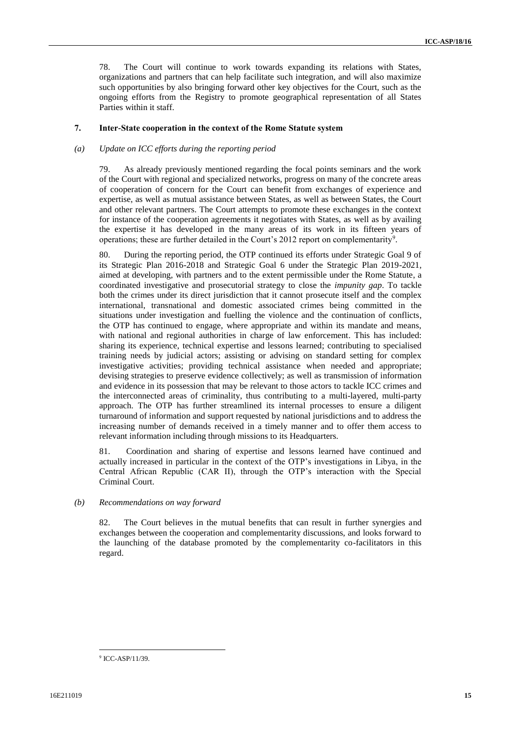78. The Court will continue to work towards expanding its relations with States, organizations and partners that can help facilitate such integration, and will also maximize such opportunities by also bringing forward other key objectives for the Court, such as the ongoing efforts from the Registry to promote geographical representation of all States Parties within it staff.

### 7. Inter-State cooperation in the context of the Rome Statute system

#### *(a) Update on ICC efforts during the reporting period*

79. As already previously mentioned regarding the focal points seminars and the work of the Court with regional and specialized networks, progress on many of the concrete areas of cooperation of concern for the Court can benefit from exchanges of experience and expertise, as well as mutual assistance between States, as well as between States, the Court and other relevant partners. The Court attempts to promote these exchanges in the context for instance of the cooperation agreements it negotiates with States, as well as by availing the expertise it has developed in the many areas of its work in its fifteen years of operations; these are further detailed in the Court's 2012 report on complementarity[9].

80. During the reporting period, the OTP continued its efforts under Strategic Goal 9 of its Strategic Plan 2016-2018 and Strategic Goal 6 under the Strategic Plan 2019-2021, aimed at developing, with partners and to the extent permissible under the Rome Statute, a coordinated investigative and prosecutorial strategy to close the *impunity gap*. To tackle both the crimes under its direct jurisdiction that it cannot prosecute itself and the complex international, transnational and domestic associated crimes being committed in the situations under investigation and fuelling the violence and the continuation of conflicts, the OTP has continued to engage, where appropriate and within its mandate and means, with national and regional authorities in charge of law enforcement. This has included: sharing its experience, technical expertise and lessons learned; contributing to specialised training needs by judicial actors; assisting or advising on standard setting for complex investigative activities; providing technical assistance when needed and appropriate; devising strategies to preserve evidence collectively; as well as transmission of information and evidence in its possession that may be relevant to those actors to tackle ICC crimes and the interconnected areas of criminality, thus contributing to a multi-layered, multi-party approach. The OTP has further streamlined its internal processes to ensure a diligent turnaround of information and support requested by national jurisdictions and to address the increasing number of demands received in a timely manner and to offer them access to relevant information including through missions to its Headquarters.

81. Coordination and sharing of expertise and lessons learned have continued and actually increased in particular in the context of the OTP's investigations in Libya, in the Central African Republic (CAR II), through the OTP's interaction with the Special Criminal Court.

#### *(b) Recommendations on way forward*

82. The Court believes in the mutual benefits that can result in further synergies and exchanges between the cooperation and complementarity discussions, and looks forward to the launching of the database promoted by the complementarity co-facilitators in this regard.

---

[9] ICC-ASP/11/39.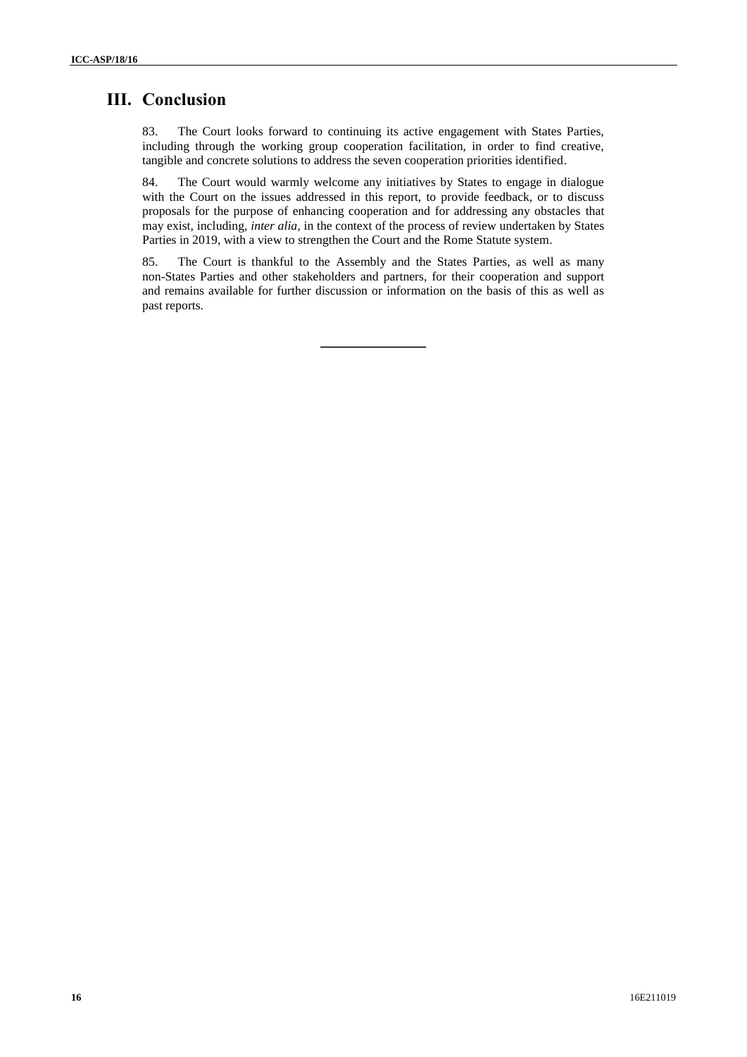# III. Conclusion

83. The Court looks forward to continuing its active engagement with States Parties, including through the working group cooperation facilitation, in order to find creative, tangible and concrete solutions to address the seven cooperation priorities identified.

84. The Court would warmly welcome any initiatives by States to engage in dialogue with the Court on the issues addressed in this report, to provide feedback, or to discuss proposals for the purpose of enhancing cooperation and for addressing any obstacles that may exist, including, *inter alia*, in the context of the process of review undertaken by States Parties in 2019, with a view to strengthen the Court and the Rome Statute system.

85. The Court is thankful to the Assembly and the States Parties, as well as many non-States Parties and other stakeholders and partners, for their cooperation and support and remains available for further discussion or information on the basis of this as well as past reports.

---